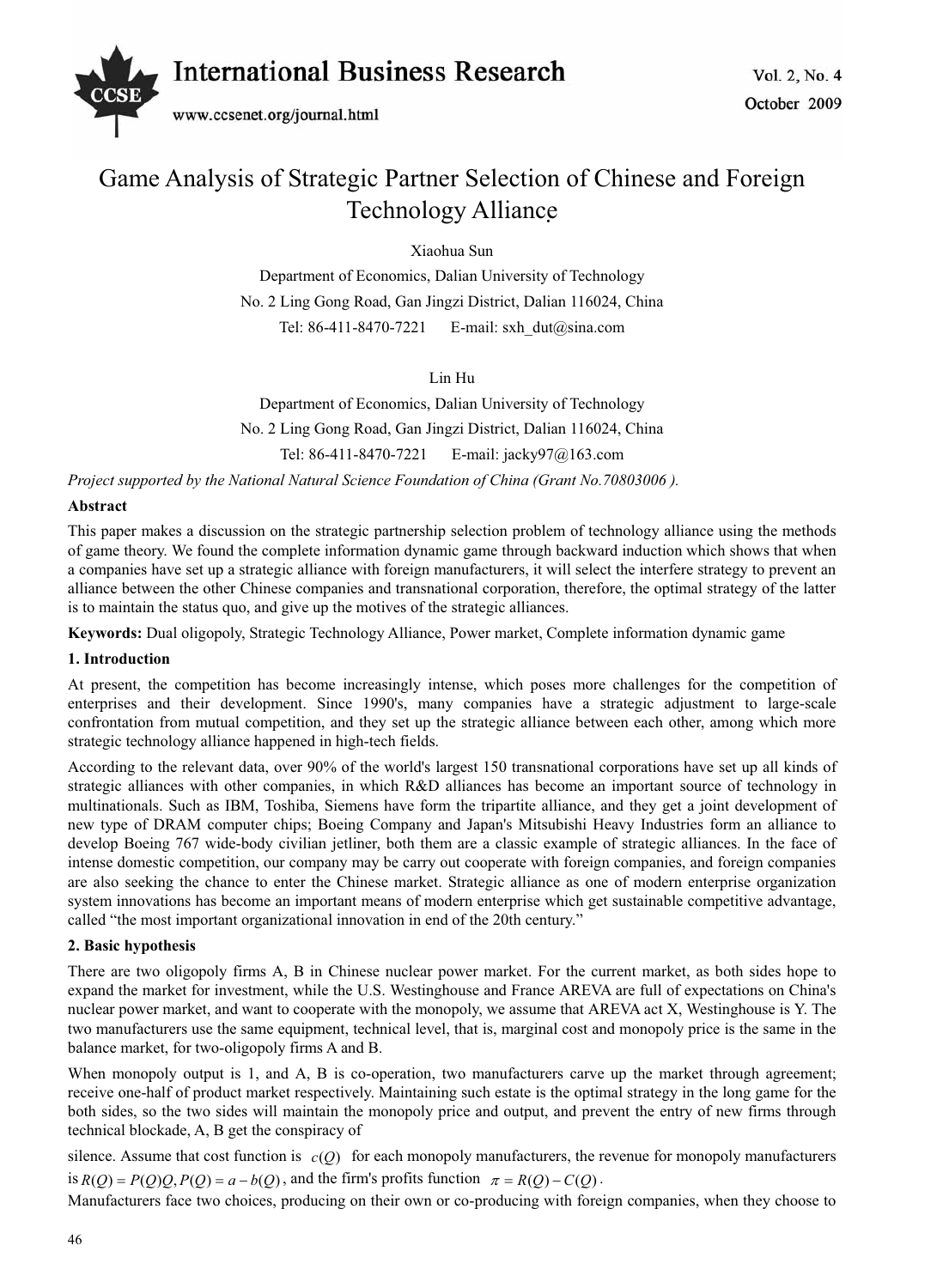# Game Analysis of Strategic Partner Selection of Chinese and Foreign Technology Alliance

Xiaohua Sun

Department of Economics, Dalian University of Technology

No. 2 Ling Gong Road, Gan Jingzi District, Dalian 116024, China

Tel: 86-411-8470-7221 E-mail: sxh_dut@sina.com

Lin Hu

Department of Economics, Dalian University of Technology

No. 2 Ling Gong Road, Gan Jingzi District, Dalian 116024, China

Tel: 86-411-8470-7221 E-mail: jacky97@163.com

*Project supported by the National Natural Science Foundation of China (Grant No.70803006 ).*

**Abstract**

This paper makes a discussion on the strategic partnership selection problem of technology alliance using the methods of game theory. We found the complete information dynamic game through backward induction which shows that when a companies have set up a strategic alliance with foreign manufacturers, it will select the interfere strategy to prevent an alliance between the other Chinese companies and transnational corporation, therefore, the optimal strategy of the latter is to maintain the status quo, and give up the motives of the strategic alliances.

**Keywords:** Dual oligopoly, Strategic Technology Alliance, Power market, Complete information dynamic game

## 1. Introduction

At present, the competition has become increasingly intense, which poses more challenges for the competition of enterprises and their development. Since 1990's, many companies have a strategic adjustment to large-scale confrontation from mutual competition, and they set up the strategic alliance between each other, among which more strategic technology alliance happened in high-tech fields.

According to the relevant data, over 90% of the world's largest 150 transnational corporations have set up all kinds of strategic alliances with other companies, in which R&D alliances has become an important source of technology in multinationals. Such as IBM, Toshiba, Siemens have form the tripartite alliance, and they get a joint development of new type of DRAM computer chips; Boeing Company and Japan's Mitsubishi Heavy Industries form an alliance to develop Boeing 767 wide-body civilian jetliner, both them are a classic example of strategic alliances. In the face of intense domestic competition, our company may be carry out cooperate with foreign companies, and foreign companies are also seeking the chance to enter the Chinese market. Strategic alliance as one of modern enterprise organization system innovations has become an important means of modern enterprise which get sustainable competitive advantage, called "the most important organizational innovation in end of the 20th century."

## 2. Basic hypothesis

There are two oligopoly firms A, B in Chinese nuclear power market. For the current market, as both sides hope to expand the market for investment, while the U.S. Westinghouse and France AREVA are full of expectations on China's nuclear power market, and want to cooperate with the monopoly, we assume that AREVA act X, Westinghouse is Y. The two manufacturers use the same equipment, technical level, that is, marginal cost and monopoly price is the same in the balance market, for two-oligopoly firms A and B.

When monopoly output is 1, and A, B is co-operation, two manufacturers carve up the market through agreement; receive one-half of product market respectively. Maintaining such estate is the optimal strategy in the long game for the both sides, so the two sides will maintain the monopoly price and output, and prevent the entry of new firms through technical blockade, A, B get the conspiracy of silence. Assume that cost function is $c(Q)$ for each monopoly manufacturers, the revenue for monopoly manufacturers is $R(Q) = P(Q)Q, P(Q) = a - b(Q)$, and the firm's profits function $\pi = R(Q) - C(Q)$.

Manufacturers face two choices, producing on their own or co-producing with foreign companies, when they choose to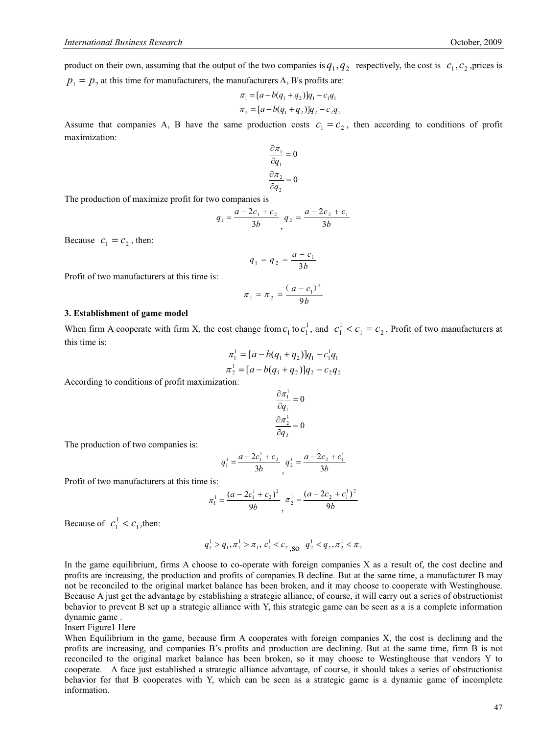product on their own, assuming that the output of the two companies is $q_1, q_2$ respectively, the cost is $c_1, c_2$ ,prices is $p_1 = p_2$ at this time for manufacturers, the manufacturers A, B's profits are:

$$\pi_1 = [a - b(q_1 + q_2)]q_1 - c_1 q_1$$

$$\pi_2 = [a - b(q_1 + q_2)]q_2 - c_2 q_2$$

Assume that companies A, B have the same production costs $c_1 = c_2$, then according to conditions of profit maximization:

$$\frac{\partial \pi_1}{\partial q_1} = 0$$

$$\frac{\partial \pi_2}{\partial q_2} = 0$$

The production of maximize profit for two companies is

$$q_1 = \frac{a - 2c_1 + c_2}{3b}, \quad q_2 = \frac{a - 2c_2 + c_1}{3b}$$

Because $c_1 = c_2$, then:

$$q_1 = q_2 = \frac{a - c_1}{3b}$$

Profit of two manufacturers at this time is:

$$\pi_1 = \pi_2 = \frac{(a - c_1)^2}{9b}$$

### 3. Establishment of game model

When firm A cooperate with firm X, the cost change from $c_1$ to $c_1^1$, and $c_1^1 < c_1 = c_2$, Profit of two manufacturers at this time is:

$$\pi_1^1 = [a - b(q_1 + q_2)]q_1 - c_1^1 q_1$$

$$\pi_2^1 = [a - b(q_1 + q_2)]q_2 - c_2 q_2$$

According to conditions of profit maximization:

$$\frac{\partial \pi_1^1}{\partial q_1} = 0$$

$$\frac{\partial \pi_2^1}{\partial q_2} = 0$$

The production of two companies is:

$$q_1^1 = \frac{a - 2c_1^1 + c_2}{3b}, \quad q_2^1 = \frac{a - 2c_2 + c_1^1}{3b}$$

Profit of two manufacturers at this time is:

$$\pi_1^1 = \frac{(a - 2c_1^1 + c_2)^2}{9b}, \quad \pi_2^1 = \frac{(a - 2c_2 + c_1^1)^2}{9b}$$

Because of $c_1^1 < c_1$,then:

$$q_1^1 > q_1, \pi_1^1 > \pi_1, \; c_1^1 < c_2 \text{,so } \; q_2^1 < q_2, \pi_2^1 < \pi_2$$

In the game equilibrium, firms A choose to co-operate with foreign companies X as a result of, the cost decline and profits are increasing, the production and profits of companies B decline. But at the same time, a manufacturer B may not be reconciled to the original market balance has been broken, and it may choose to cooperate with Westinghouse. Because A just get the advantage by establishing a strategic alliance, of course, it will carry out a series of obstructionist behavior to prevent B set up a strategic alliance with Y, this strategic game can be seen as a is a complete information dynamic game .

Insert Figure1 Here

When Equilibrium in the game, because firm A cooperates with foreign companies X, the cost is declining and the profits are increasing, and companies B's profits and production are declining. But at the same time, firm B is not reconciled to the original market balance has been broken, so it may choose to Westinghouse that vendors Y to cooperate. A face just established a strategic alliance advantage, of course, it should takes a series of obstructionist behavior for that B cooperates with Y, which can be seen as a strategic game is a dynamic game of incomplete information.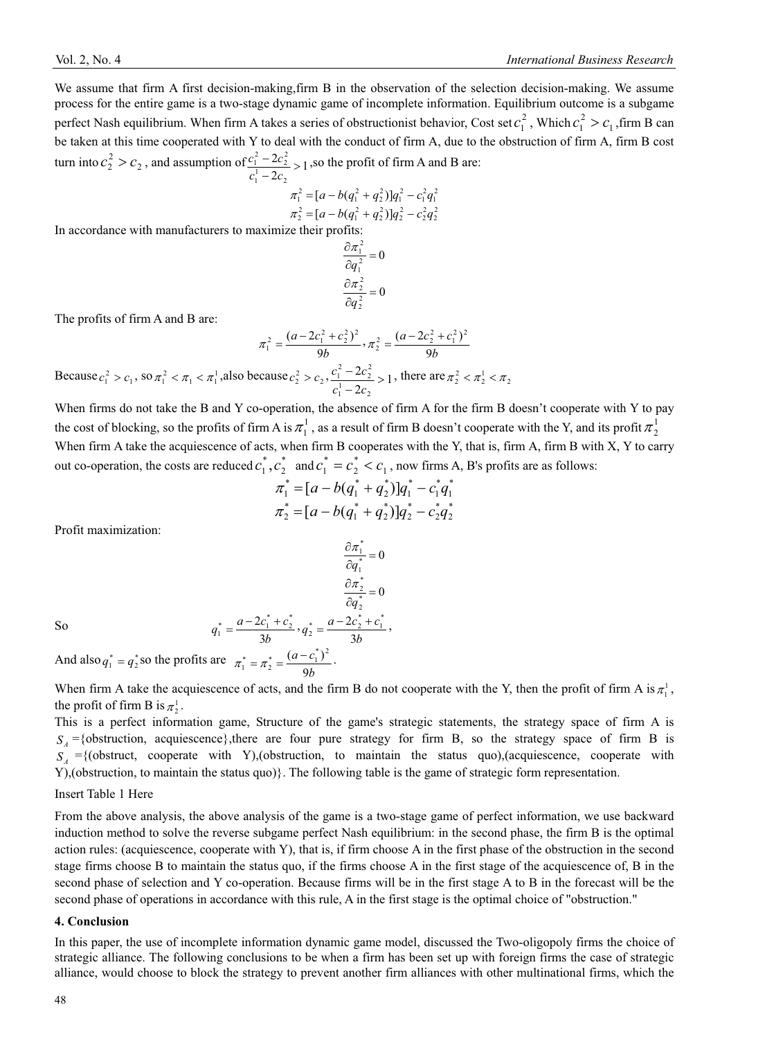We assume that firm A first decision-making,firm B in the observation of the selection decision-making. We assume process for the entire game is a two-stage dynamic game of incomplete information. Equilibrium outcome is a subgame perfect Nash equilibrium. When firm A takes a series of obstructionist behavior, Cost set $c_1^2$, Which $c_1^2 > c_1$,firm B can be taken at this time cooperated with Y to deal with the conduct of firm A, due to the obstruction of firm A, firm B cost turn into $c_2^2 > c_2$, and assumption of $\frac{c_1^2 - 2c_2^2}{c_1^1 - 2c_2} > 1$,so the profit of firm A and B are:

$$\pi_1^2 = [a - b(q_1^2 + q_2^2)]q_1^2 - c_1^2 q_1^2$$
$$\pi_2^2 = [a - b(q_1^2 + q_2^2)]q_2^2 - c_2^2 q_2^2$$

In accordance with manufacturers to maximize their profits:

$$\frac{\partial \pi_1^2}{\partial q_1^2} = 0$$
$$\frac{\partial \pi_2^2}{\partial q_2^2} = 0$$

The profits of firm A and B are:

$$\pi_1^2 = \frac{(a - 2c_1^2 + c_2^2)^2}{9b}, \pi_2^2 = \frac{(a - 2c_2^2 + c_1^2)^2}{9b}$$

Because $c_1^2 > c_1$, so $\pi_1^2 < \pi_1 < \pi_1^1$,also because $c_2^2 > c_2$, $\frac{c_1^2 - 2c_2^2}{c_1^1 - 2c_2} > 1$, there are $\pi_2^2 < \pi_2^1 < \pi_2$

When firms do not take the B and Y co-operation, the absence of firm A for the firm B doesn't cooperate with Y to pay the cost of blocking, so the profits of firm A is $\pi_1^1$, as a result of firm B doesn't cooperate with the Y, and its profit $\pi_2^1$

When firm A take the acquiescence of acts, when firm B cooperates with the Y, that is, firm A, firm B with X, Y to carry out co-operation, the costs are reduced $c_1^*, c_2^*$ and $c_1^* = c_2^* < c_1$, now firms A, B's profits are as follows:

$$\pi_1^* = [a - b(q_1^* + q_2^*)]q_1^* - c_1^* q_1^*$$
$$\pi_2^* = [a - b(q_1^* + q_2^*)]q_2^* - c_2^* q_2^*$$

Profit maximization:

$$\frac{\partial \pi_1^*}{\partial q_1^*} = 0$$
$$\frac{\partial \pi_2^*}{\partial q_2^*} = 0$$

So

$$q_1^* = \frac{a - 2c_1^* + c_2^*}{3b}, q_2^* = \frac{a - 2c_2^* + c_1^*}{3b},$$

And also $q_1^* = q_2^*$ so the profits are $\pi_1^* = \pi_2^* = \frac{(a - c_1^*)^2}{9b}$.

When firm A take the acquiescence of acts, and the firm B do not cooperate with the Y, then the profit of firm A is $\pi_1^1$, the profit of firm B is $\pi_2^1$.

This is a perfect information game, Structure of the game's strategic statements, the strategy space of firm A is $S_A$ ={obstruction, acquiescence},there are four pure strategy for firm B, so the strategy space of firm B is $S_A$ ={(obstruct, cooperate with Y),(obstruction, to maintain the status quo),(acquiescence, cooperate with Y),(obstruction, to maintain the status quo)}. The following table is the game of strategic form representation.

Insert Table 1 Here

From the above analysis, the above analysis of the game is a two-stage game of perfect information, we use backward induction method to solve the reverse subgame perfect Nash equilibrium: in the second phase, the firm B is the optimal action rules: (acquiescence, cooperate with Y), that is, if firm choose A in the first phase of the obstruction in the second stage firms choose B to maintain the status quo, if the firms choose A in the first stage of the acquiescence of, B in the second phase of selection and Y co-operation. Because firms will be in the first stage A to B in the forecast will be the second phase of operations in accordance with this rule, A in the first stage is the optimal choice of "obstruction."

## 4. Conclusion

In this paper, the use of incomplete information dynamic game model, discussed the Two-oligopoly firms the choice of strategic alliance. The following conclusions to be when a firm has been set up with foreign firms the case of strategic alliance, would choose to block the strategy to prevent another firm alliances with other multinational firms, which the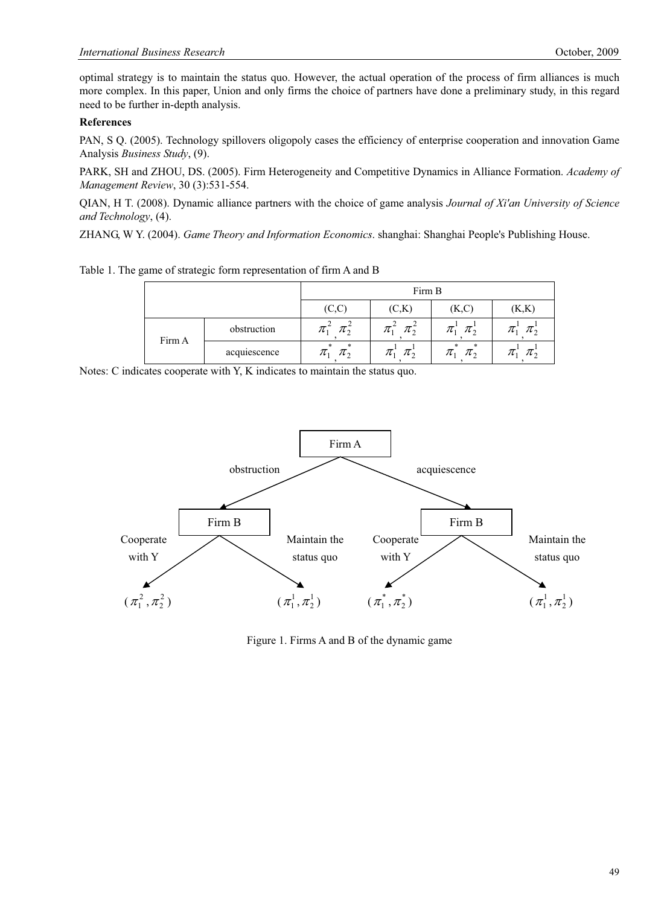optimal strategy is to maintain the status quo. However, the actual operation of the process of firm alliances is much more complex. In this paper, Union and only firms the choice of partners have done a preliminary study, in this regard need to be further in-depth analysis.

**References**

PAN, S Q. (2005). Technology spillovers oligopoly cases the efficiency of enterprise cooperation and innovation Game Analysis *Business Study*, (9).

PARK, SH and ZHOU, DS. (2005). Firm Heterogeneity and Competitive Dynamics in Alliance Formation. *Academy of Management Review*, 30 (3):531-554.

QIAN, H T. (2008). Dynamic alliance partners with the choice of game analysis *Journal of Xi'an University of Science and Technology*, (4).

ZHANG, W Y. (2004). *Game Theory and Information Economics*. shanghai: Shanghai People's Publishing House.

Table 1. The game of strategic form representation of firm A and B

| | | Firm B | | | |
|---|---|---|---|---|---|
| | | (C,C) | (C,K) | (K,C) | (K,K) |
| Firm A | obstruction | $\pi_1^2, \pi_2^2$ | $\pi_1^2, \pi_2^2$ | $\pi_1^1, \pi_2^1$ | $\pi_1^1, \pi_2^1$ |
| | acquiescence | $\pi_1^*, \pi_2^*$ | $\pi_1^1, \pi_2^1$ | $\pi_1^*, \pi_2^*$ | $\pi_1^1, \pi_2^1$ |

Notes: C indicates cooperate with Y, K indicates to maintain the status quo.

Firm A

obstruction

acquiescence

Firm B

Firm B

Cooperate with Y

Maintain the status quo

Cooperate with Y

Maintain the status quo

$(\pi_1^2, \pi_2^2)$

$(\pi_1^1, \pi_2^1)$

$(\pi_1^*, \pi_2^*)$

$(\pi_1^1, \pi_2^1)$

Figure 1. Firms A and B of the dynamic game